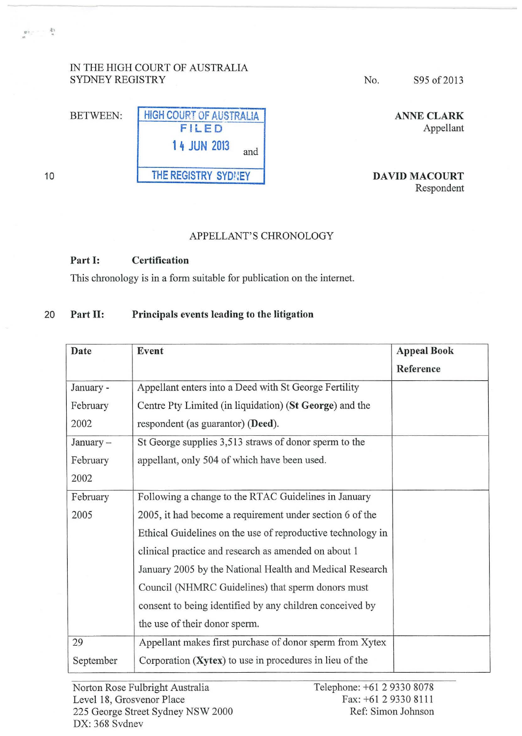IN THE HIGH COURT OF AUSTRALIA
SYDNEY REGISTRY

No. S95 of 2013

BETWEEN:

HIGH COURT OF AUSTRALIA
FILED
14 JUN 2013
THE REGISTRY SYDNEY

**ANNE CLARK**
Appellant

and

**DAVID MACOURT**
Respondent

APPELLANT'S CHRONOLOGY

**Part I: Certification**

This chronology is in a form suitable for publication on the internet.

**Part II: Principals events leading to the litigation**

| Date | Event | Appeal Book Reference |
|---|---|---|
| January - February 2002 | Appellant enters into a Deed with St George Fertility Centre Pty Limited (in liquidation) (**St George**) and the respondent (as guarantor) (**Deed**). | |
| January – February 2002 | St George supplies 3,513 straws of donor sperm to the appellant, only 504 of which have been used. | |
| February 2005 | Following a change to the RTAC Guidelines in January 2005, it had become a requirement under section 6 of the Ethical Guidelines on the use of reproductive technology in clinical practice and research as amended on about 1 January 2005 by the National Health and Medical Research Council (NHMRC Guidelines) that sperm donors must consent to being identified by any children conceived by the use of their donor sperm. | |
| 29 September | Appellant makes first purchase of donor sperm from Xytex Corporation (**Xytex**) to use in procedures in lieu of the | |

Norton Rose Fulbright Australia
Level 18, Grosvenor Place
225 George Street Sydney NSW 2000
DX: 368 Sydney

Telephone: +61 2 9330 8078
Fax: +61 2 9330 8111
Ref: Simon Johnson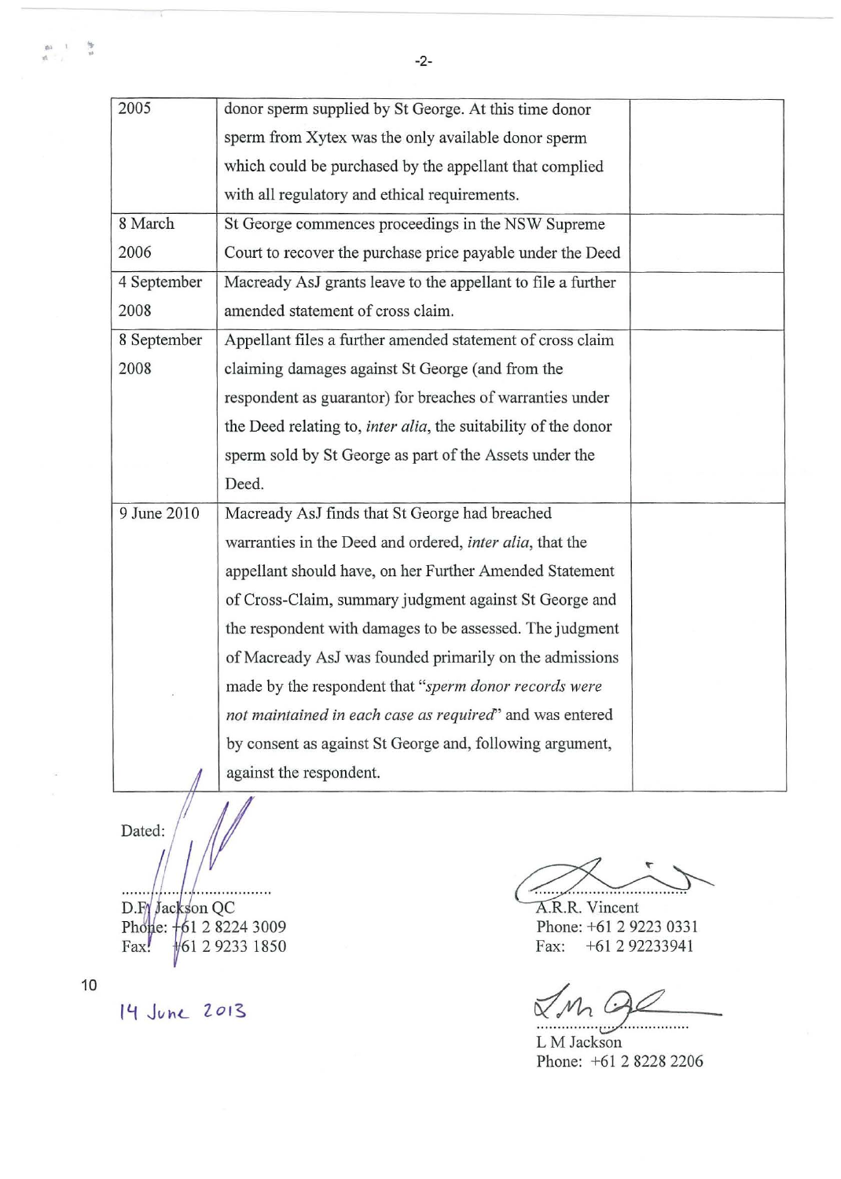| | | |
|---|---|---|
| 2005 | donor sperm supplied by St George. At this time donor sperm from Xytex was the only available donor sperm which could be purchased by the appellant that complied with all regulatory and ethical requirements. | |
| 8 March 2006 | St George commences proceedings in the NSW Supreme Court to recover the purchase price payable under the Deed | |
| 4 September 2008 | Macready AsJ grants leave to the appellant to file a further amended statement of cross claim. | |
| 8 September 2008 | Appellant files a further amended statement of cross claim claiming damages against St George (and from the respondent as guarantor) for breaches of warranties under the Deed relating to, *inter alia*, the suitability of the donor sperm sold by St George as part of the Assets under the Deed. | |
| 9 June 2010 | Macready AsJ finds that St George had breached warranties in the Deed and ordered, *inter alia*, that the appellant should have, on her Further Amended Statement of Cross-Claim, summary judgment against St George and the respondent with damages to be assessed. The judgment of Macready AsJ was founded primarily on the admissions made by the respondent that "*sperm donor records were not maintained in each case as required*" and was entered by consent as against St George and, following argument, against the respondent. | |

Dated: 14 June 2013

D.F. Jackson QC
Phone: +61 2 8224 3009
Fax: +61 2 9233 1850

A.R.R. Vincent
Phone: +61 2 9223 0331
Fax: +61 2 92233941

L M Jackson
Phone: +61 2 8228 2206